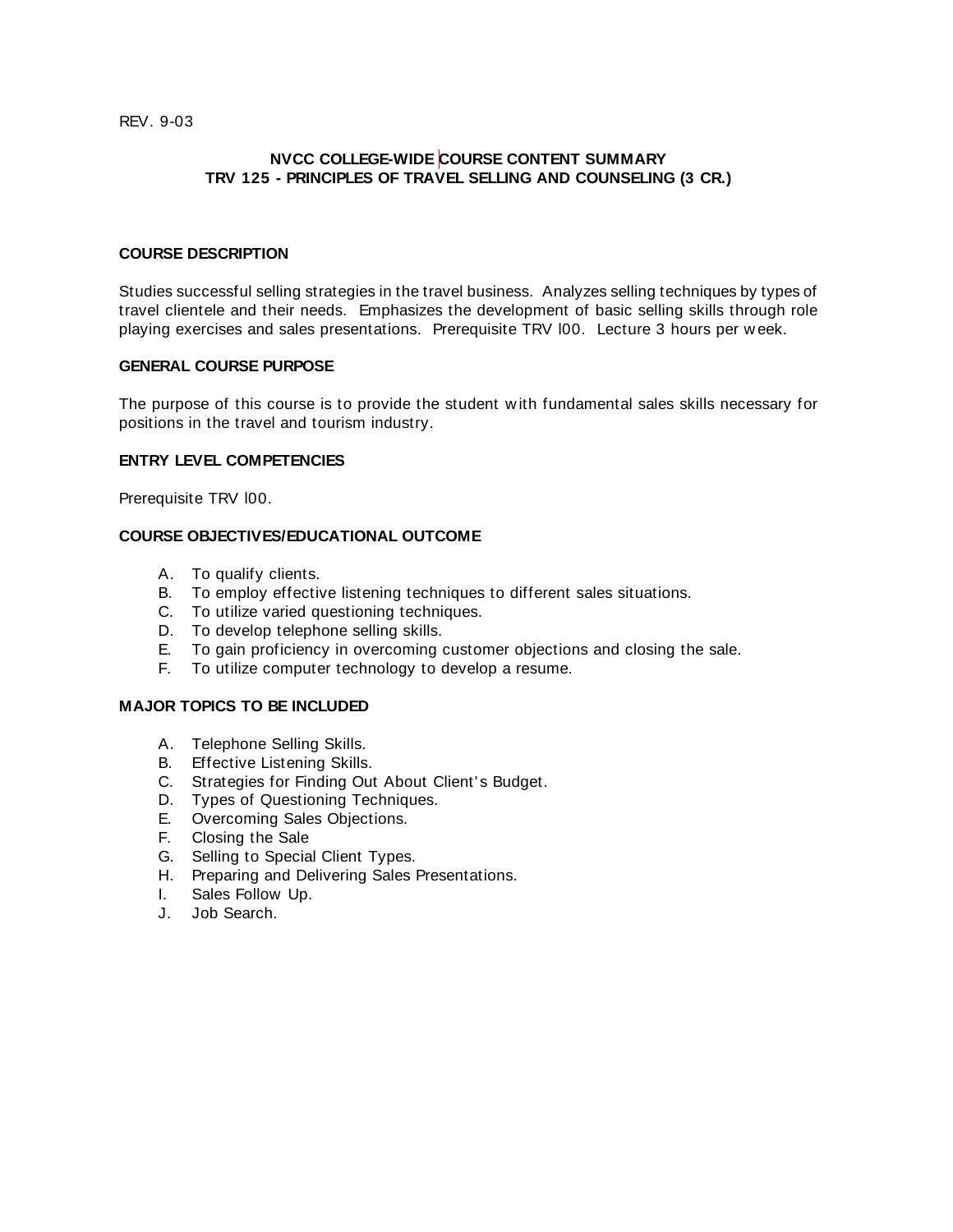REV. 9-03

**NVCC COLLEGE-WIDE COURSE CONTENT SUMMARY**
**TRV 125 - PRINCIPLES OF TRAVEL SELLING AND COUNSELING (3 CR.)**

## COURSE DESCRIPTION

Studies successful selling strategies in the travel business. Analyzes selling techniques by types of travel clientele and their needs. Emphasizes the development of basic selling skills through role playing exercises and sales presentations. Prerequisite TRV l00. Lecture 3 hours per week.

## GENERAL COURSE PURPOSE

The purpose of this course is to provide the student with fundamental sales skills necessary for positions in the travel and tourism industry.

## ENTRY LEVEL COMPETENCIES

Prerequisite TRV l00.

## COURSE OBJECTIVES/EDUCATIONAL OUTCOME

A. To qualify clients.
B. To employ effective listening techniques to different sales situations.
C. To utilize varied questioning techniques.
D. To develop telephone selling skills.
E. To gain proficiency in overcoming customer objections and closing the sale.
F. To utilize computer technology to develop a resume.

## MAJOR TOPICS TO BE INCLUDED

A. Telephone Selling Skills.
B. Effective Listening Skills.
C. Strategies for Finding Out About Client's Budget.
D. Types of Questioning Techniques.
E. Overcoming Sales Objections.
F. Closing the Sale
G. Selling to Special Client Types.
H. Preparing and Delivering Sales Presentations.
I. Sales Follow Up.
J. Job Search.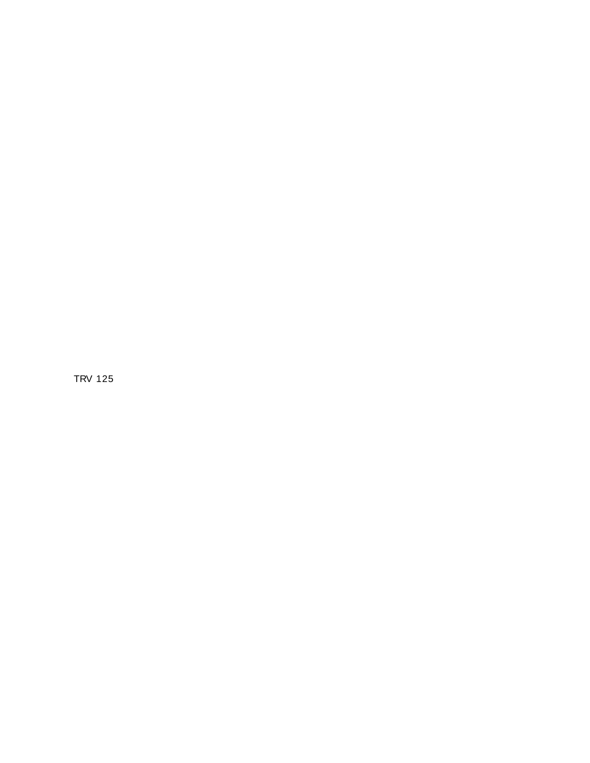TRV 125